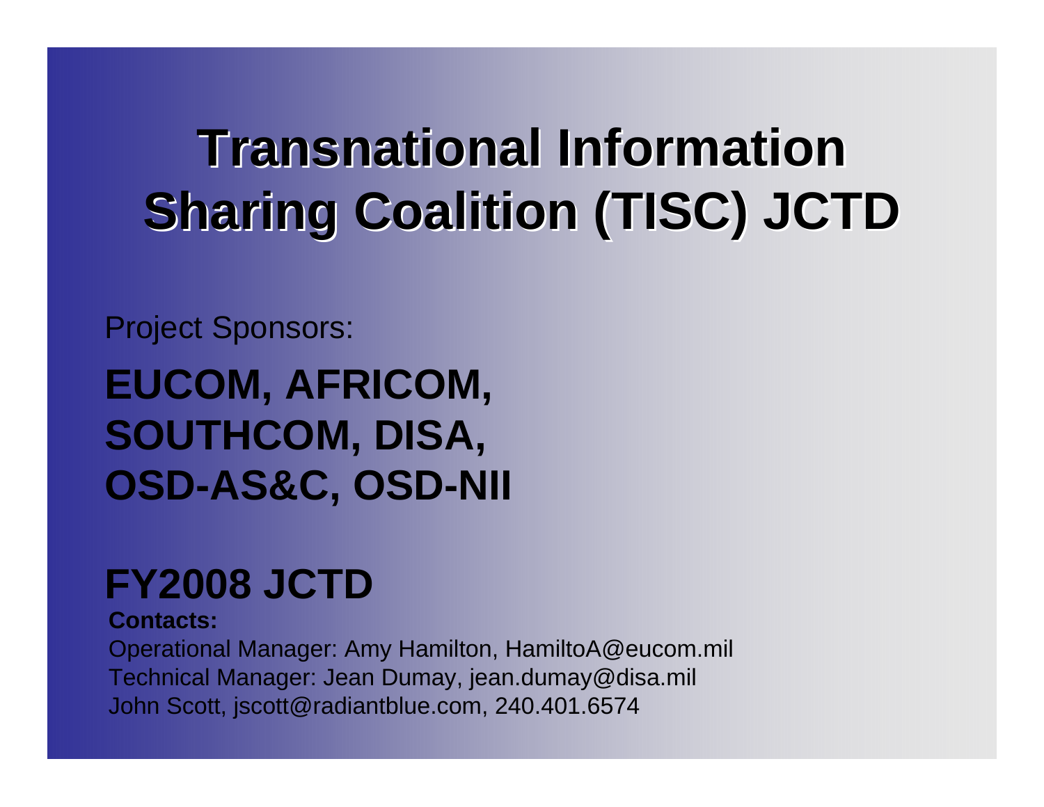# Transnational Information Sharing Coalition (TISC) JCTD

Project Sponsors:

**EUCOM, AFRICOM, SOUTHCOM, DISA, OSD-AS&C, OSD-NII**

## FY2008 JCTD

**Contacts:**

Operational Manager: Amy Hamilton, HamiltoA@eucom.mil
Technical Manager: Jean Dumay, jean.dumay@disa.mil
John Scott, jscott@radiantblue.com, 240.401.6574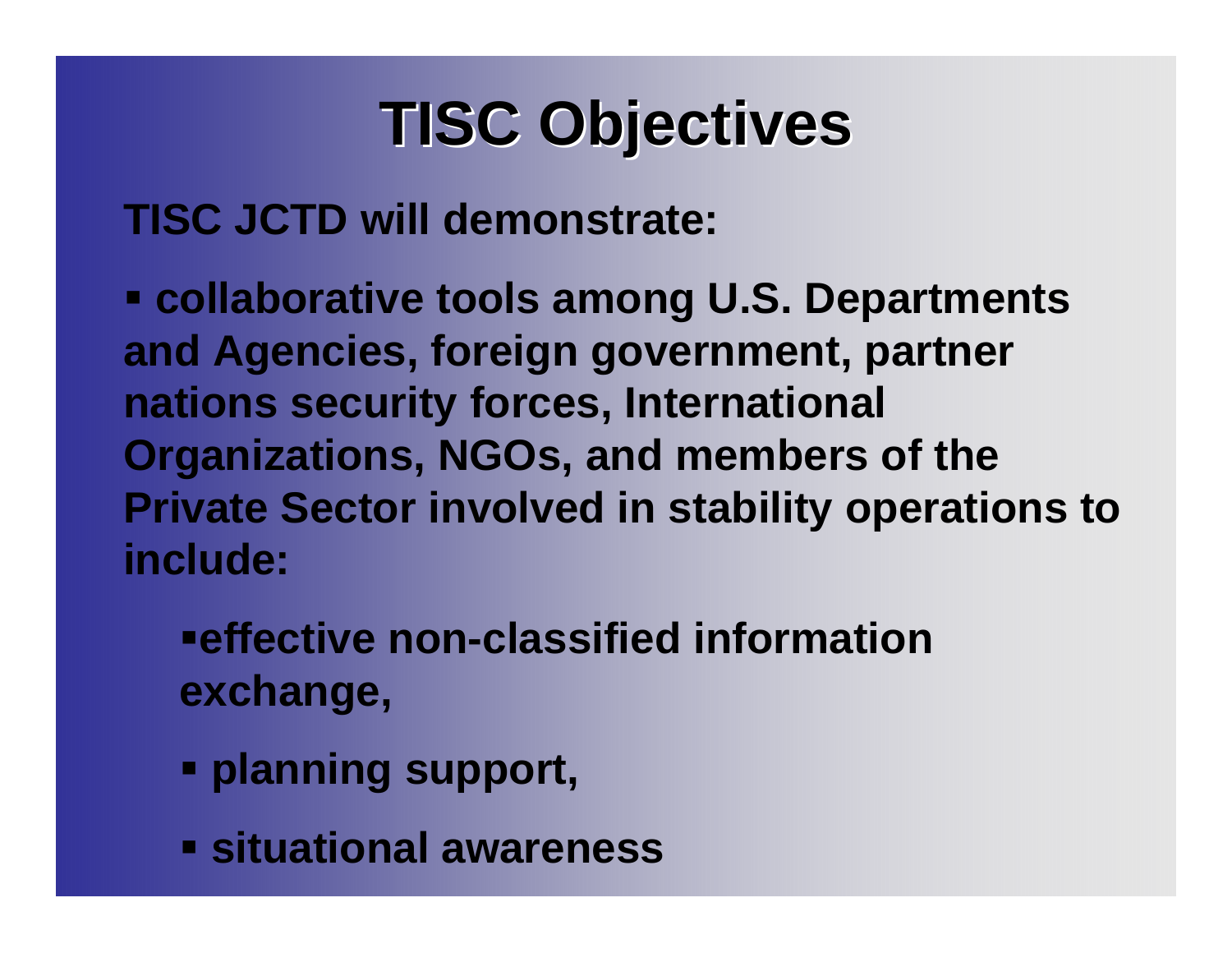# TISC Objectives

**TISC JCTD will demonstrate:**

- **collaborative tools among U.S. Departments and Agencies, foreign government, partner nations security forces, International Organizations, NGOs, and members of the Private Sector involved in stability operations to include:**
  - **effective non-classified information exchange,**
  - **planning support,**
  - **situational awareness**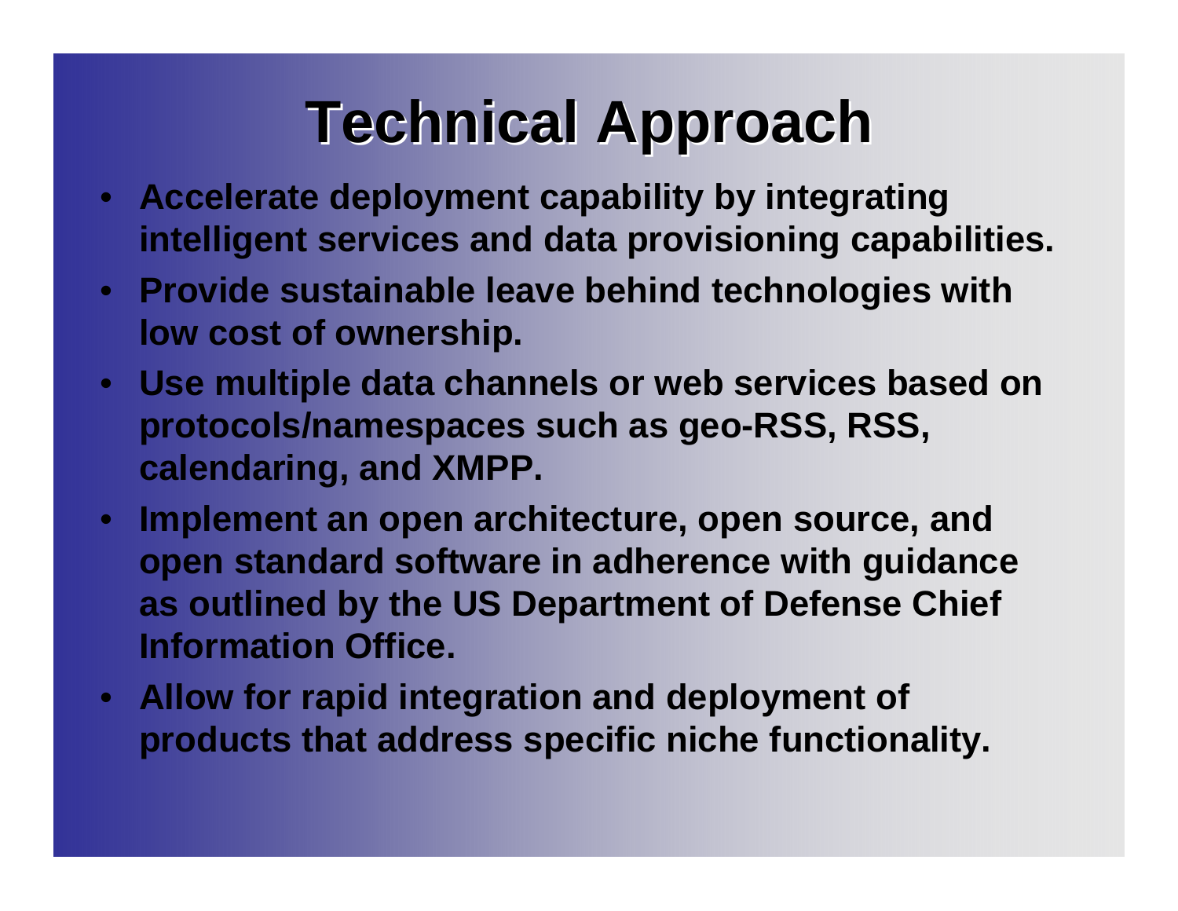# Technical Approach

- **Accelerate deployment capability by integrating intelligent services and data provisioning capabilities.**
- **Provide sustainable leave behind technologies with low cost of ownership.**
- **Use multiple data channels or web services based on protocols/namespaces such as geo-RSS, RSS, calendaring, and XMPP.**
- **Implement an open architecture, open source, and open standard software in adherence with guidance as outlined by the US Department of Defense Chief Information Office.**
- **Allow for rapid integration and deployment of products that address specific niche functionality.**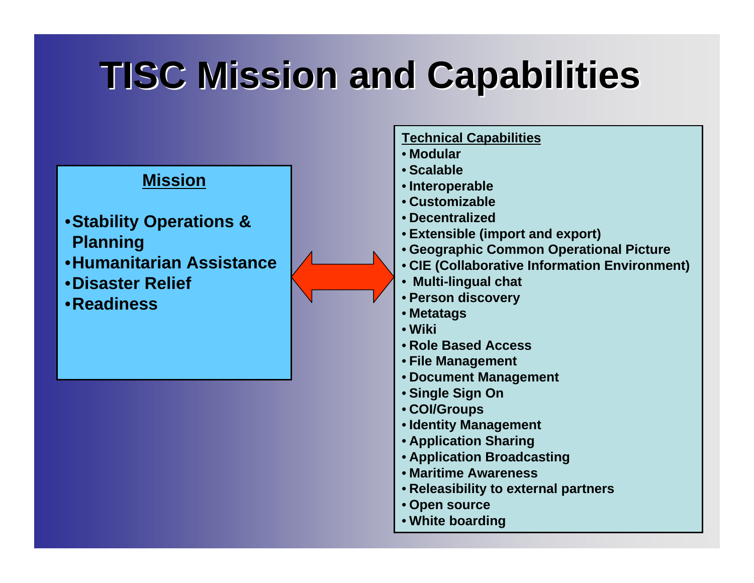# TISC Mission and Capabilities

**Mission**

- Stability Operations & Planning
- Humanitarian Assistance
- Disaster Relief
- Readiness

**Technical Capabilities**

- Modular
- Scalable
- Interoperable
- Customizable
- Decentralized
- Extensible (import and export)
- Geographic Common Operational Picture
- CIE (Collaborative Information Environment)
- Multi-lingual chat
- Person discovery
- Metatags
- Wiki
- Role Based Access
- File Management
- Document Management
- Single Sign On
- COI/Groups
- Identity Management
- Application Sharing
- Application Broadcasting
- Maritime Awareness
- Releasibility to external partners
- Open source
- White boarding